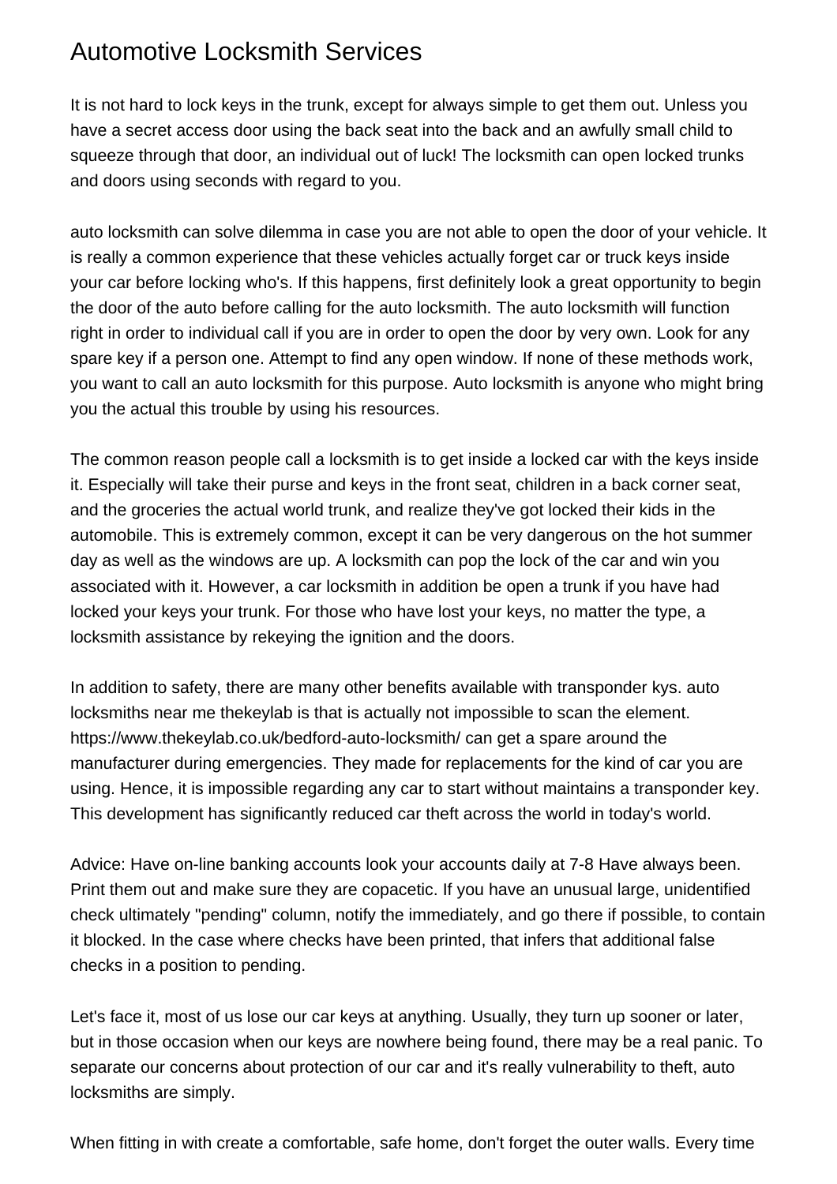# Automotive Locksmith Services

It is not hard to lock keys in the trunk, except for always simple to get them out. Unless you have a secret access door using the back seat into the back and an awfully small child to squeeze through that door, an individual out of luck! The locksmith can open locked trunks and doors using seconds with regard to you.

auto locksmith can solve dilemma in case you are not able to open the door of your vehicle. It is really a common experience that these vehicles actually forget car or truck keys inside your car before locking who's. If this happens, first definitely look a great opportunity to begin the door of the auto before calling for the auto locksmith. The auto locksmith will function right in order to individual call if you are in order to open the door by very own. Look for any spare key if a person one. Attempt to find any open window. If none of these methods work, you want to call an auto locksmith for this purpose. Auto locksmith is anyone who might bring you the actual this trouble by using his resources.

The common reason people call a locksmith is to get inside a locked car with the keys inside it. Especially will take their purse and keys in the front seat, children in a back corner seat, and the groceries the actual world trunk, and realize they've got locked their kids in the automobile. This is extremely common, except it can be very dangerous on the hot summer day as well as the windows are up. A locksmith can pop the lock of the car and win you associated with it. However, a car locksmith in addition be open a trunk if you have had locked your keys your trunk. For those who have lost your keys, no matter the type, a locksmith assistance by rekeying the ignition and the doors.

In addition to safety, there are many other benefits available with transponder kys. auto locksmiths near me thekeylab is that is actually not impossible to scan the element. https://www.thekeylab.co.uk/bedford-auto-locksmith/ can get a spare around the manufacturer during emergencies. They made for replacements for the kind of car you are using. Hence, it is impossible regarding any car to start without maintains a transponder key. This development has significantly reduced car theft across the world in today's world.

Advice: Have on-line banking accounts look your accounts daily at 7-8 Have always been. Print them out and make sure they are copacetic. If you have an unusual large, unidentified check ultimately "pending" column, notify the immediately, and go there if possible, to contain it blocked. In the case where checks have been printed, that infers that additional false checks in a position to pending.

Let's face it, most of us lose our car keys at anything. Usually, they turn up sooner or later, but in those occasion when our keys are nowhere being found, there may be a real panic. To separate our concerns about protection of our car and it's really vulnerability to theft, auto locksmiths are simply.

When fitting in with create a comfortable, safe home, don't forget the outer walls. Every time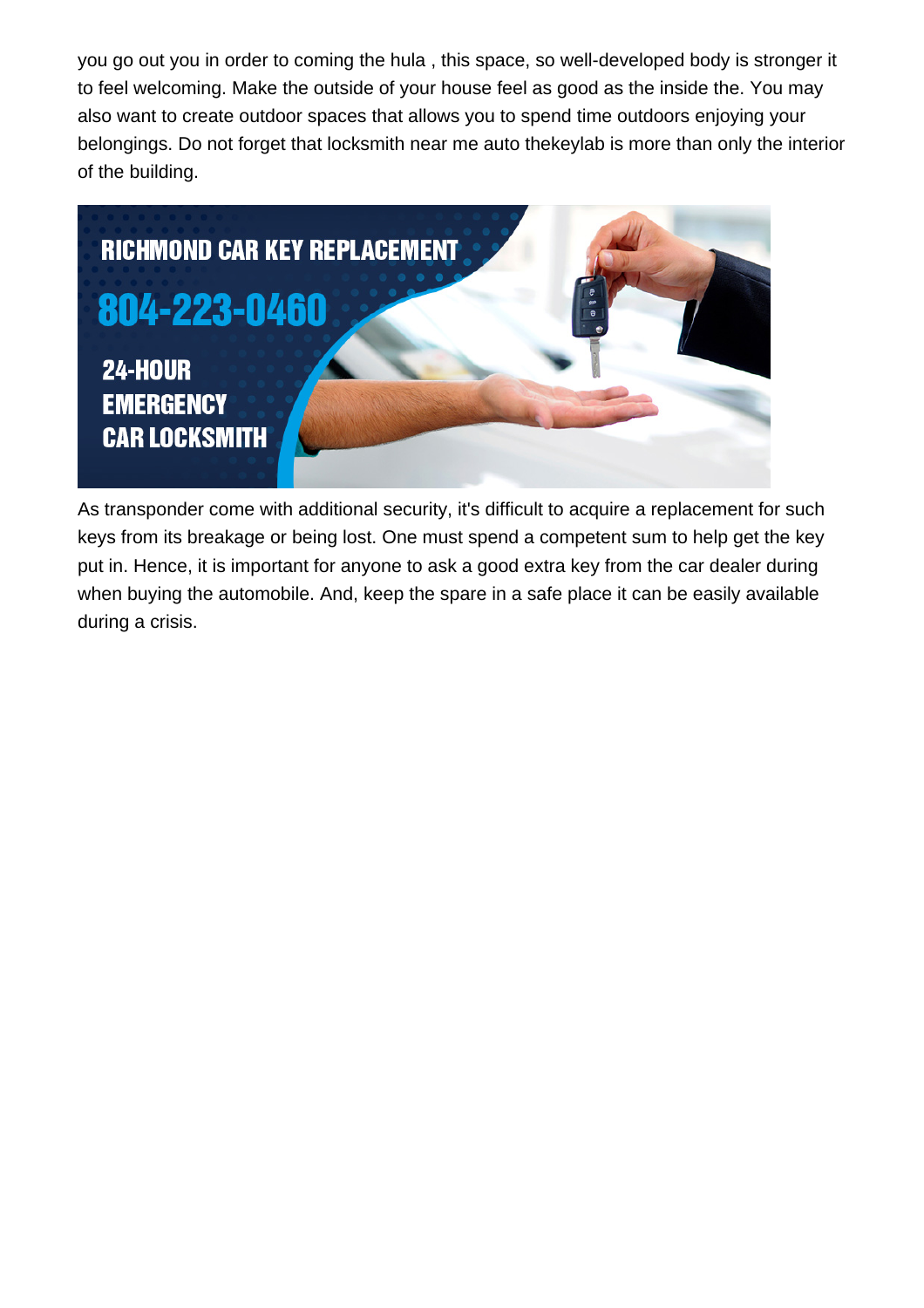you go out you in order to coming the hula , this space, so well-developed body is stronger it to feel welcoming. Make the outside of your house feel as good as the inside the. You may also want to create outdoor spaces that allows you to spend time outdoors enjoying your belongings. Do not forget that locksmith near me auto thekeylab is more than only the interior of the building.

As transponder come with additional security, it's difficult to acquire a replacement for such keys from its breakage or being lost. One must spend a competent sum to help get the key put in. Hence, it is important for anyone to ask a good extra key from the car dealer during when buying the automobile. And, keep the spare in a safe place it can be easily available during a crisis.